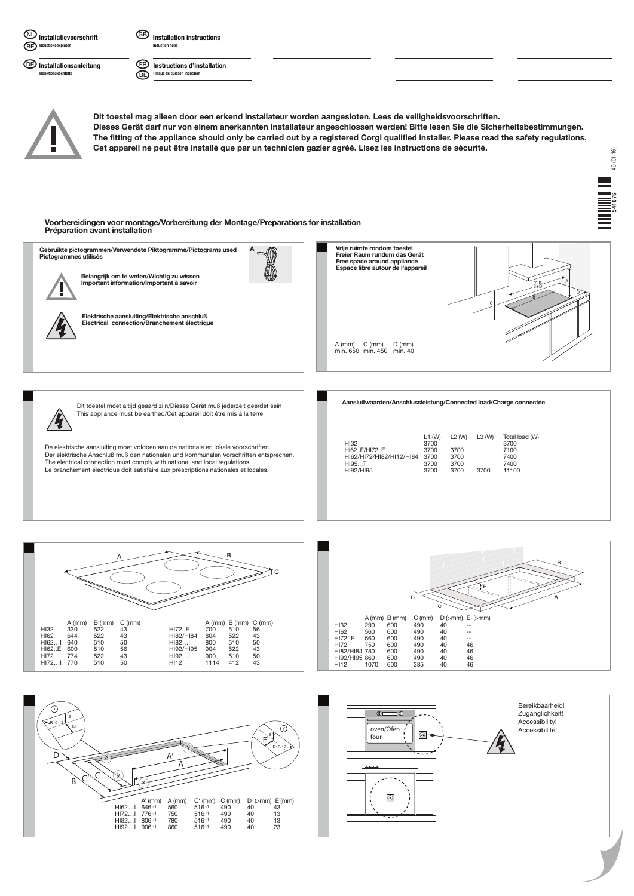**NL** **Installatievoorschrift**
**BE** Inductiekookplaten

**GB** **Installation instructions**
Induction hobs

**DE** **Installationsanleitung**
Induktionskochfeld

**FR** **Instructions d'installation**
**BE** Plaque de cuisson induction

**Dit toestel mag alleen door een erkend installateur worden aangesloten. Lees de veiligheidsvoorschriften.**
**Dieses Gerät darf nur von einem anerkannten Installateur angeschlossen werden! Bitte lesen Sie die Sicherheitsbestimmungen.**
**The fitting of the appliance should only be carried out by a registered Corgi qualified installer. Please read the safety regulations.**
**Cet appareil ne peut être installé que par un technicien gazier agréé. Lisez les instructions de sécurité.**

49 (01-16)

541076

## Voorbereidingen voor montage/Vorbereitung der Montage/Preparations for installation Préparation avant installation

**Gebruikte pictogrammen/Verwendete Piktogramme/Pictograms used Pictogrammes utilisés**

A

**Belangrijk om te weten/Wichtig zu wissen Important information/Important à savoir**

**Elektrische aansluiting/Elektrische anschluß Electrical connection/Branchement électrique**

**Vrije ruimte rondom toestel**
**Freier Raum rundum das Gerät**
**Free space around appliance**
**Espace libre autour de l'appareil**

| A (mm) | C (mm) | D (mm) |
|---|---|---|
| min. 650 | min. 450 | min. 40 |

min. B+D

Dit toestel moet altijd geaard zijn/Dieses Gerät muß jederzeit geerdet sein
This appliance must be earthed/Cet appareil doit être mis à la terre

De elektrische aansluiting moet voldoen aan de nationale en lokale voorschriften.
Der elektrische Anschluß muß den nationalen und kommunalen Vorschriften entsprechen.
The electrical connection must comply with national and local regulations.
Le branchement électrique doit satisfaire aux prescriptions nationales et locales.

**Aansluitwaarden/Anschlussleistung/Connected load/Charge connectée**

| | L1 (W) | L2 (W) | L3 (W) | Total load (W) |
|---|---|---|---|---|
| HI32 | 3700 | | | 3700 |
| HI62..E/HI72..E | 3700 | 3700 | | 7100 |
| HI62/HI72/HI82/HI12/HI84 | 3700 | 3700 | | 7400 |
| HI95...T | 3700 | 3700 | | 7400 |
| HI92/HI95 | 3700 | 3700 | 3700 | 11100 |

| | A (mm) | B (mm) | C (mm) |
|---|---|---|---|
| HI32 | 330 | 522 | 43 |
| HI62 | 644 | 522 | 43 |
| HI62…I | 640 | 510 | 50 |
| HI62..E | 600 | 510 | 56 |
| HI72 | 774 | 522 | 43 |
| HI72…I | 770 | 510 | 50 |
| HI72..E | 700 | 510 | 56 |
| HI82/HI84 | 804 | 522 | 43 |
| HI82…I | 800 | 510 | 50 |
| HI92/HI95 | 904 | 522 | 43 |
| HI92…I | 900 | 510 | 50 |
| HI12 | 1114 | 412 | 43 |

| | A (mm) | B (mm) | C (mm) | D (>mm) | E (>mm) |
|---|---|---|---|---|---|
| HI32 | 290 | 600 | 490 | 40 | -- |
| HI62 | 560 | 600 | 490 | 40 | -- |
| HI72..E | 560 | 600 | 490 | 40 | -- |
| HI72 | 750 | 600 | 490 | 40 | 46 |
| HI82/HI84 | 780 | 600 | 490 | 40 | 46 |
| HI92/HI95 | 860 | 600 | 490 | 40 | 46 |
| HI12 | 1070 | 600 | 385 | 40 | 46 |

| | A' (mm) | A (mm) | C' (mm) | C (mm) | D (>mm) | E (mm) |
|---|---|---|---|---|---|---|
| HI62…I | $646^{-1}$ | 560 | $516^{-1}$ | 490 | 40 | 43 |
| HI72…I | $776^{-1}$ | 750 | $516^{-1}$ | 490 | 40 | 13 |
| HI82…I | $806^{-1}$ | 780 | $516^{-1}$ | 490 | 40 | 13 |
| HI92…I | $906^{-1}$ | 860 | $516^{-1}$ | 490 | 40 | 23 |

oven/Ofen four

Bereikbaarheid!
Zugänglichkeit!
Accessibility!
Accessibilité!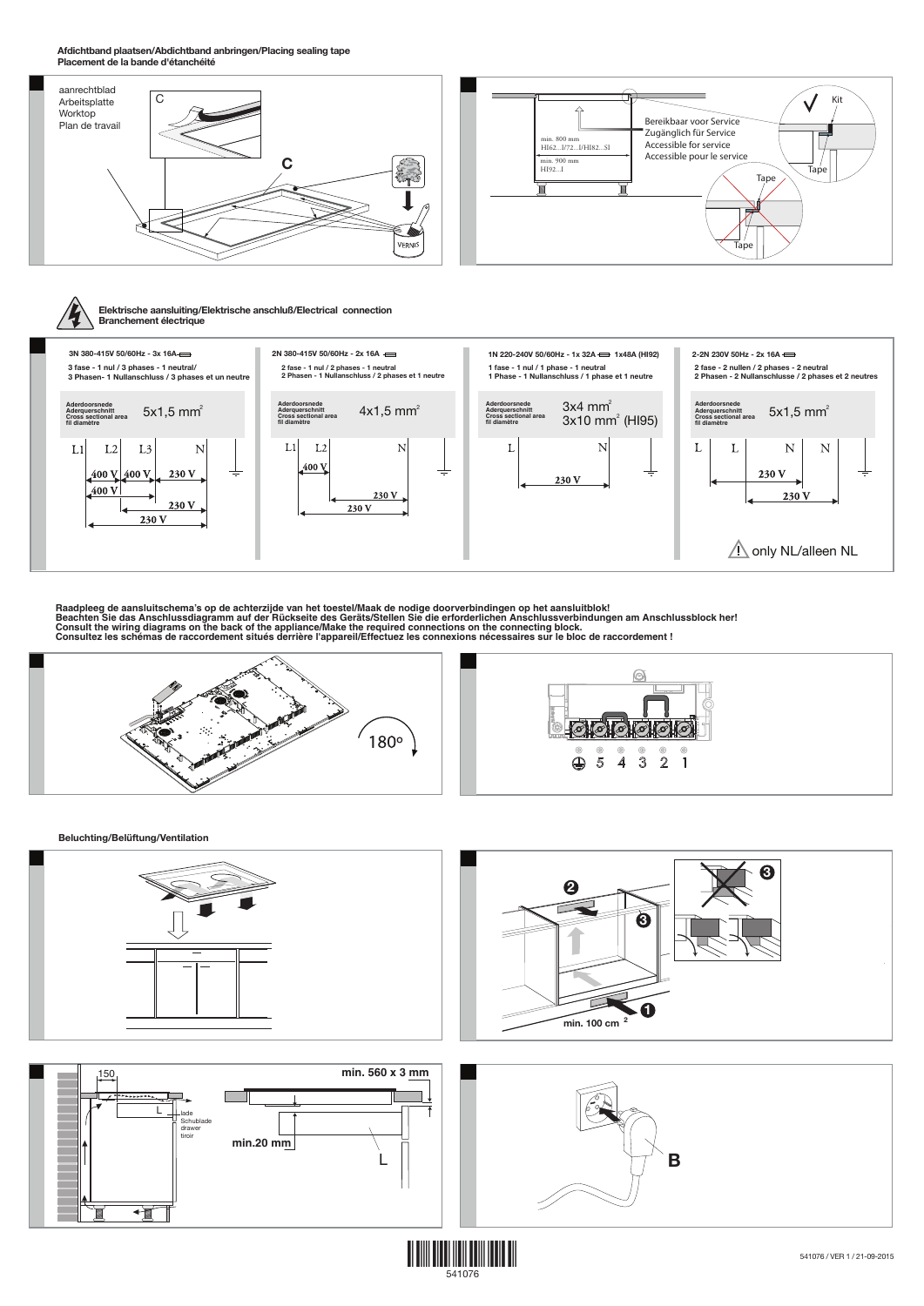**Afdichtband plaatsen/Abdichtband anbringen/Placing sealing tape**
**Placement de la bande d'étanchéité**

aanrechtblad
Arbeitsplatte
Worktop
Plan de travail

C

C

VERNIS

min. 800 mm
HI62...I/72...I/HI82...SI
min. 900 mm
HI92...I

Bereikbaar voor Service
Zugänglich für Service
Accessible for service
Accessible pour le service

Kit

Tape

Tape

Tape

## Elektrische aansluiting/Elektrische anschluß/Electrical connection
## Branchement électrique

**3N 380-415V 50/60Hz - 3x 16A**

**3 fase - 1 nul / 3 phases - 1 neutral/**
**3 Phasen- 1 Nullanschluss / 3 phases et un neutre**

Aderdoorsnede
Aderquerschnitt
Cross sectional area
fil diamètre

5x1,5 mm$^2$

L1 L2 L3 N

400 V 400 V 230 V
400 V
230 V
230 V

**2N 380-415V 50/60Hz - 2x 16A**

**2 fase - 1 nul / 2 phases - 1 neutral**
**2 Phasen - 1 Nullanschluss / 2 phases et 1 neutre**

Aderdoorsnede
Aderquerschnitt
Cross sectional area
fil diamètre

4x1,5 mm$^2$

L1 L2 N

400 V
230 V
230 V

**1N 220-240V 50/60Hz - 1x 32A 1x48A (HI92)**

**1 fase - 1 nul / 1 phase - 1 neutral**
**1 Phase - 1 Nullanschluss / 1 phase et 1 neutre**

Aderdoorsnede
Aderquerschnitt
Cross sectional area
fil diamètre

3x4 mm$^2$
3x10 mm$^2$ (HI95)

L N

230 V

**2-2N 230V 50Hz - 2x 16A**

**2 fase - 2 nullen / 2 phases - 2 neutral**
**2 Phasen - 2 Nullanschlusse / 2 phases et 2 neutres**

Aderdoorsnede
Aderquerschnitt
Cross sectional area
fil diamètre

5x1,5 mm$^2$

L L N N

230 V
230 V

only NL/alleen NL

**Raadpleeg de aansluitschema's op de achterzijde van het toestel/Maak de nodige doorverbindingen op het aansluitblok!**
**Beachten Sie das Anschlussdiagramm auf der Rückseite des Geräts/Stellen Sie die erforderlichen Anschlussverbindungen am Anschlussblock her!**
**Consult the wiring diagrams on the back of the appliance/Make the required connections on the connecting block.**
**Consultez les schémas de raccordement situés derrière l'appareil/Effectuez les connexions nécessaires sur le bloc de raccordement !**

180°

5 4 3 2 1

**Beluchting/Belüftung/Ventilation**

2

3

3

1

min. 100 cm $^2$

150

L

lade
Schublade
drawer
tiroir

min. 560 x 3 mm

min.20 mm

L

B

541076

541076 / VER 1 / 21-09-2015